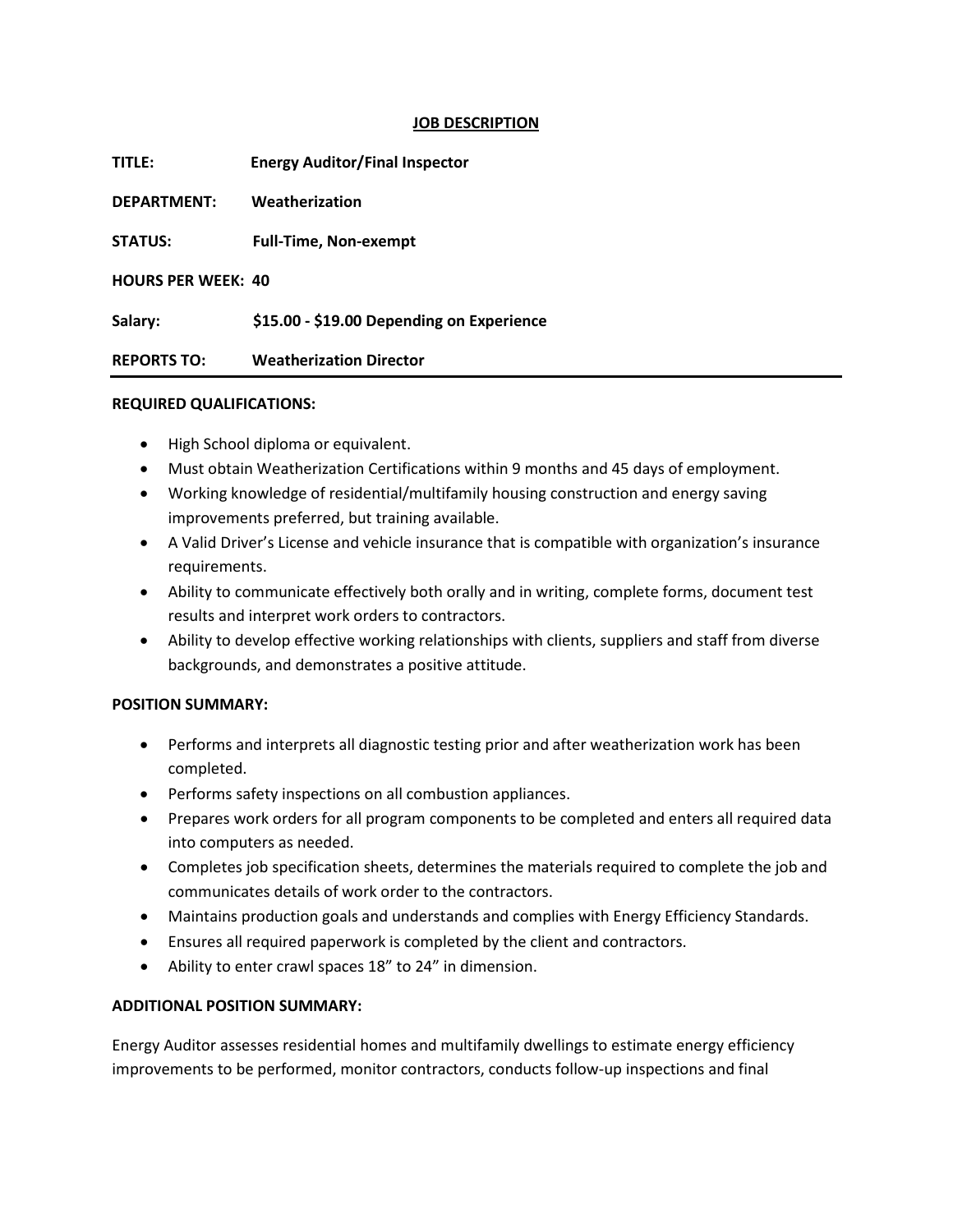# JOB DESCRIPTION

**TITLE:** **Energy Auditor/Final Inspector**

**DEPARTMENT:** **Weatherization**

**STATUS:** **Full-Time, Non-exempt**

**HOURS PER WEEK:** **40**

**Salary:** **$15.00 - $19.00 Depending on Experience**

**REPORTS TO:** **Weatherization Director**

---

**REQUIRED QUALIFICATIONS:**

- High School diploma or equivalent.
- Must obtain Weatherization Certifications within 9 months and 45 days of employment.
- Working knowledge of residential/multifamily housing construction and energy saving improvements preferred, but training available.
- A Valid Driver's License and vehicle insurance that is compatible with organization's insurance requirements.
- Ability to communicate effectively both orally and in writing, complete forms, document test results and interpret work orders to contractors.
- Ability to develop effective working relationships with clients, suppliers and staff from diverse backgrounds, and demonstrates a positive attitude.

**POSITION SUMMARY:**

- Performs and interprets all diagnostic testing prior and after weatherization work has been completed.
- Performs safety inspections on all combustion appliances.
- Prepares work orders for all program components to be completed and enters all required data into computers as needed.
- Completes job specification sheets, determines the materials required to complete the job and communicates details of work order to the contractors.
- Maintains production goals and understands and complies with Energy Efficiency Standards.
- Ensures all required paperwork is completed by the client and contractors.
- Ability to enter crawl spaces 18" to 24" in dimension.

**ADDITIONAL POSITION SUMMARY:**

Energy Auditor assesses residential homes and multifamily dwellings to estimate energy efficiency improvements to be performed, monitor contractors, conducts follow-up inspections and final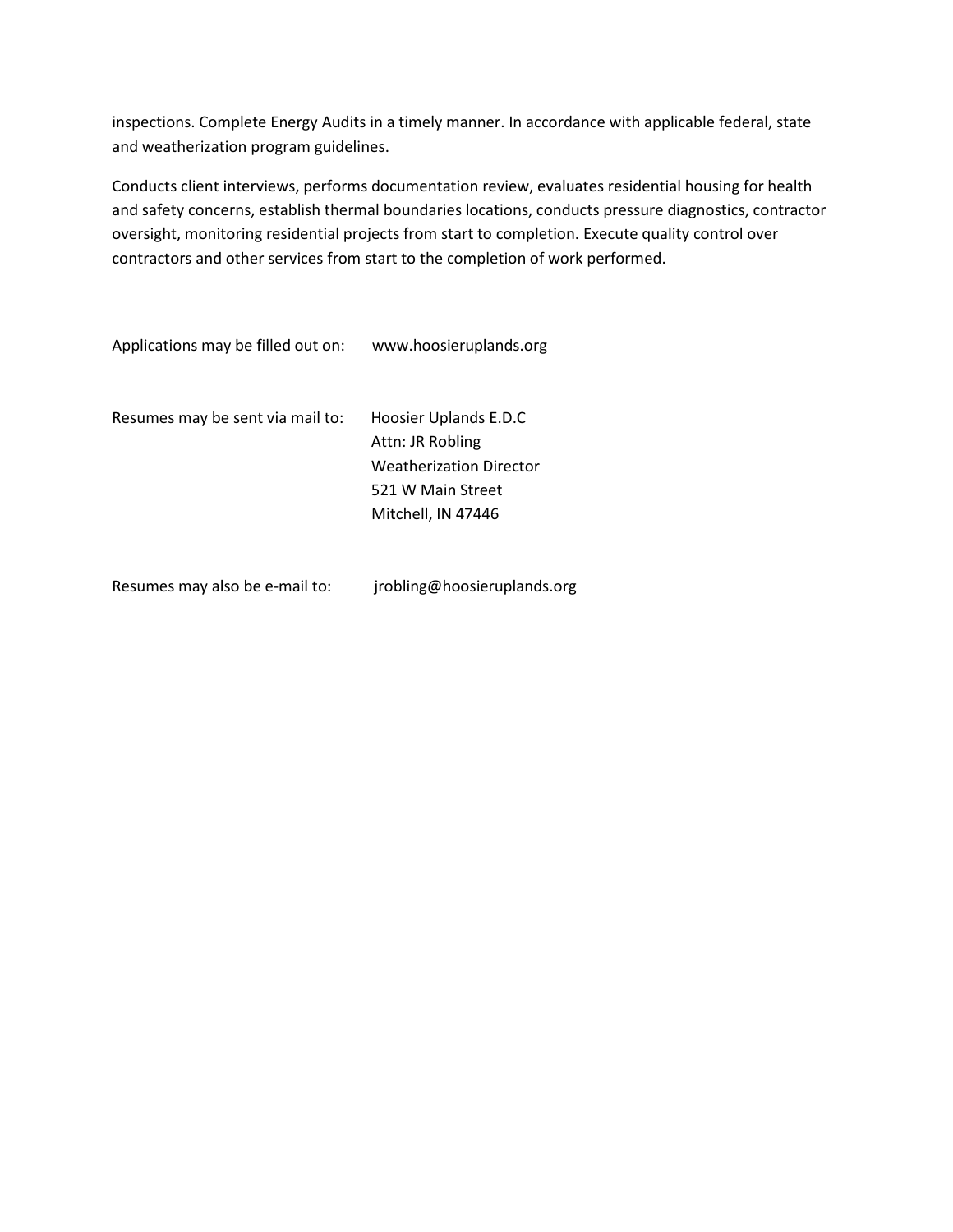inspections. Complete Energy Audits in a timely manner. In accordance with applicable federal, state and weatherization program guidelines.

Conducts client interviews, performs documentation review, evaluates residential housing for health and safety concerns, establish thermal boundaries locations, conducts pressure diagnostics, contractor oversight, monitoring residential projects from start to completion. Execute quality control over contractors and other services from start to the completion of work performed.

Applications may be filled out on: www.hoosieruplands.org

Resumes may be sent via mail to:

Hoosier Uplands E.D.C
Attn: JR Robling
Weatherization Director
521 W Main Street
Mitchell, IN 47446

Resumes may also be e-mail to: jrobling@hoosieruplands.org